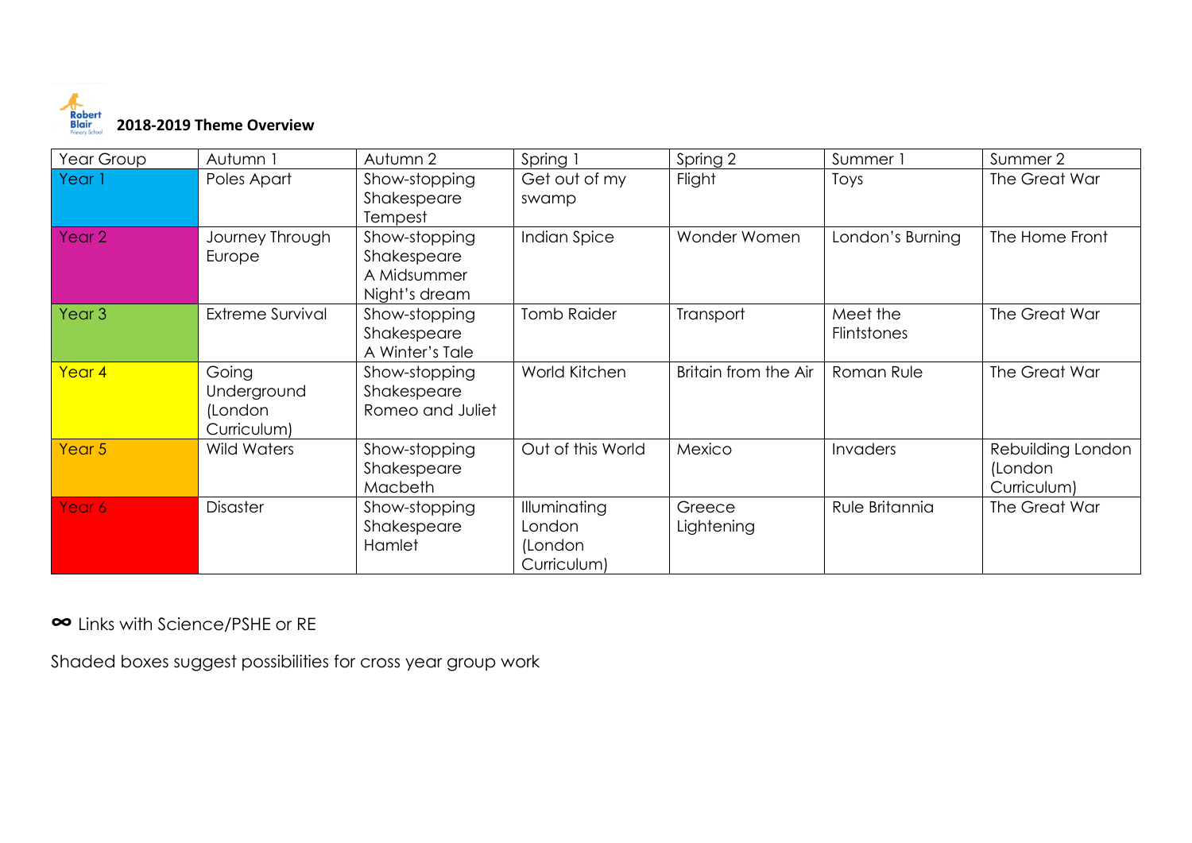## 2018-2019 Theme Overview

| Year Group | Autumn 1 | Autumn 2 | Spring 1 | Spring 2 | Summer 1 | Summer 2 |
|---|---|---|---|---|---|---|
| Year 1 | Poles Apart | Show-stopping Shakespeare Tempest | Get out of my swamp | Flight | Toys | The Great War |
| Year 2 | Journey Through Europe | Show-stopping Shakespeare A Midsummer Night's dream | Indian Spice | Wonder Women | London's Burning | The Home Front |
| Year 3 | Extreme Survival | Show-stopping Shakespeare A Winter's Tale | Tomb Raider | Transport | Meet the Flintstones | The Great War |
| Year 4 | Going Underground (London Curriculum) | Show-stopping Shakespeare Romeo and Juliet | World Kitchen | Britain from the Air | Roman Rule | The Great War |
| Year 5 | Wild Waters | Show-stopping Shakespeare Macbeth | Out of this World | Mexico | Invaders | Rebuilding London (London Curriculum) |
| Year 6 | Disaster | Show-stopping Shakespeare Hamlet | Illuminating London (London Curriculum) | Greece Lightening | Rule Britannia | The Great War |

∞ Links with Science/PSHE or RE

Shaded boxes suggest possibilities for cross year group work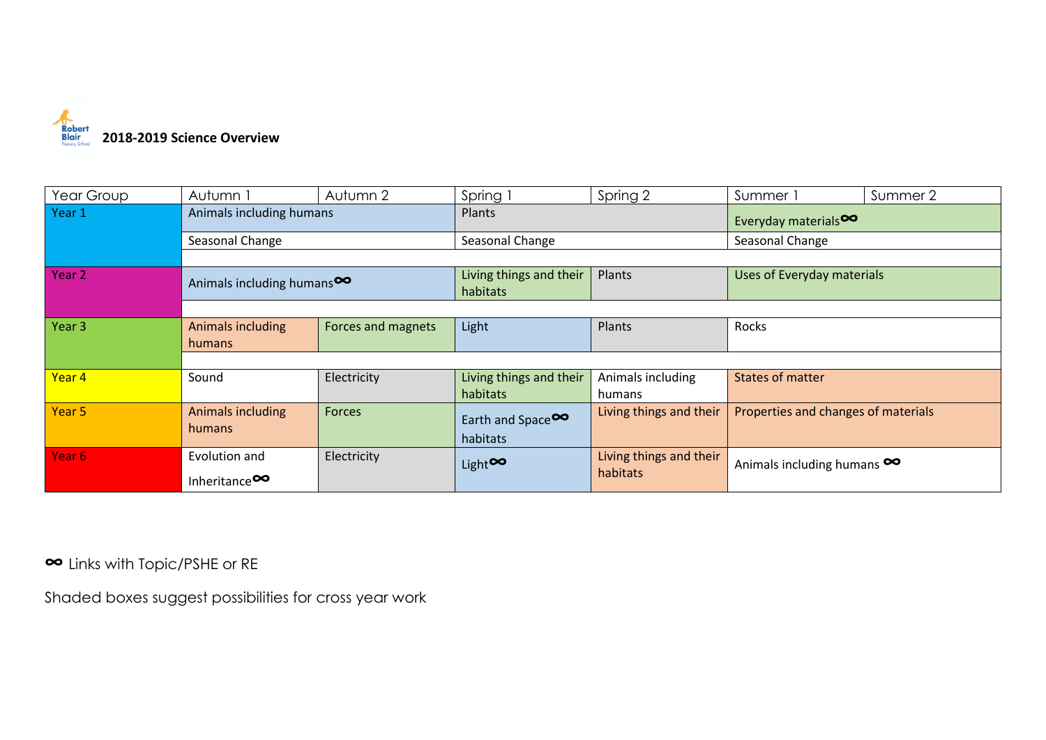**2018-2019 Science Overview**

| Year Group | Autumn 1 | Autumn 2 | Spring 1 | Spring 2 | Summer 1 | Summer 2 |
|---|---|---|---|---|---|---|
| Year 1 | Animals including humans | | Plants | | Everyday materials∞ | |
| | Seasonal Change | | Seasonal Change | | Seasonal Change | |
| Year 2 | Animals including humans∞ | | Living things and their habitats | Plants | Uses of Everyday materials | |
| Year 3 | Animals including humans | Forces and magnets | Light | Plants | Rocks | |
| Year 4 | Sound | Electricity | Living things and their habitats | Animals including humans | States of matter | |
| Year 5 | Animals including humans | Forces | Earth and Space∞ | Living things and their habitats | Properties and changes of materials | |
| Year 6 | Evolution and Inheritance∞ | Electricity | Light∞ | Living things and their habitats | Animals including humans ∞ | |

∞ Links with Topic/PSHE or RE

Shaded boxes suggest possibilities for cross year work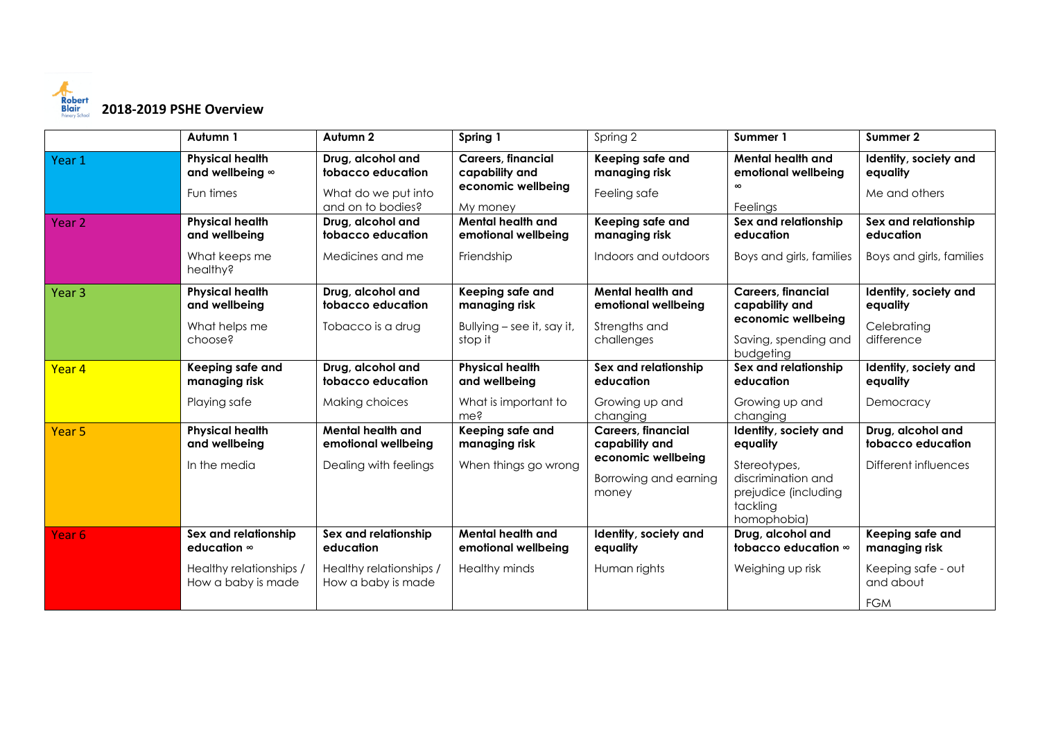## 2018-2019 PSHE Overview

| | Autumn 1 | Autumn 2 | Spring 1 | Spring 2 | Summer 1 | Summer 2 |
|---|---|---|---|---|---|---|
| Year 1 | **Physical health and wellbeing ∞**<br>Fun times | **Drug, alcohol and tobacco education**<br>What do we put into and on to bodies? | **Careers, financial capability and economic wellbeing**<br>My money | **Keeping safe and managing risk**<br>Feeling safe | **Mental health and emotional wellbeing ∞**<br>Feelings | **Identity, society and equality**<br>Me and others |
| Year 2 | **Physical health and wellbeing**<br>What keeps me healthy? | **Drug, alcohol and tobacco education**<br>Medicines and me | **Mental health and emotional wellbeing**<br>Friendship | **Keeping safe and managing risk**<br>Indoors and outdoors | **Sex and relationship education**<br>Boys and girls, families | **Sex and relationship education**<br>Boys and girls, families |
| Year 3 | **Physical health and wellbeing**<br>What helps me choose? | **Drug, alcohol and tobacco education**<br>Tobacco is a drug | **Keeping safe and managing risk**<br>Bullying – see it, say it, stop it | **Mental health and emotional wellbeing**<br>Strengths and challenges | **Careers, financial capability and economic wellbeing**<br>Saving, spending and budgeting | **Identity, society and equality**<br>Celebrating difference |
| Year 4 | **Keeping safe and managing risk**<br>Playing safe | **Drug, alcohol and tobacco education**<br>Making choices | **Physical health and wellbeing**<br>What is important to me? | **Sex and relationship education**<br>Growing up and changing | **Sex and relationship education**<br>Growing up and changing | **Identity, society and equality**<br>Democracy |
| Year 5 | **Physical health and wellbeing**<br>In the media | **Mental health and emotional wellbeing**<br>Dealing with feelings | **Keeping safe and managing risk**<br>When things go wrong | **Careers, financial capability and economic wellbeing**<br>Borrowing and earning money | **Identity, society and equality**<br>Stereotypes, discrimination and prejudice (including tackling homophobia) | **Drug, alcohol and tobacco education**<br>Different influences |
| Year 6 | **Sex and relationship education ∞**<br>Healthy relationships / How a baby is made | **Sex and relationship education**<br>Healthy relationships / How a baby is made | **Mental health and emotional wellbeing**<br>Healthy minds | **Identity, society and equality**<br>Human rights | **Drug, alcohol and tobacco education ∞**<br>Weighing up risk | **Keeping safe and managing risk**<br>Keeping safe - out and about<br>FGM |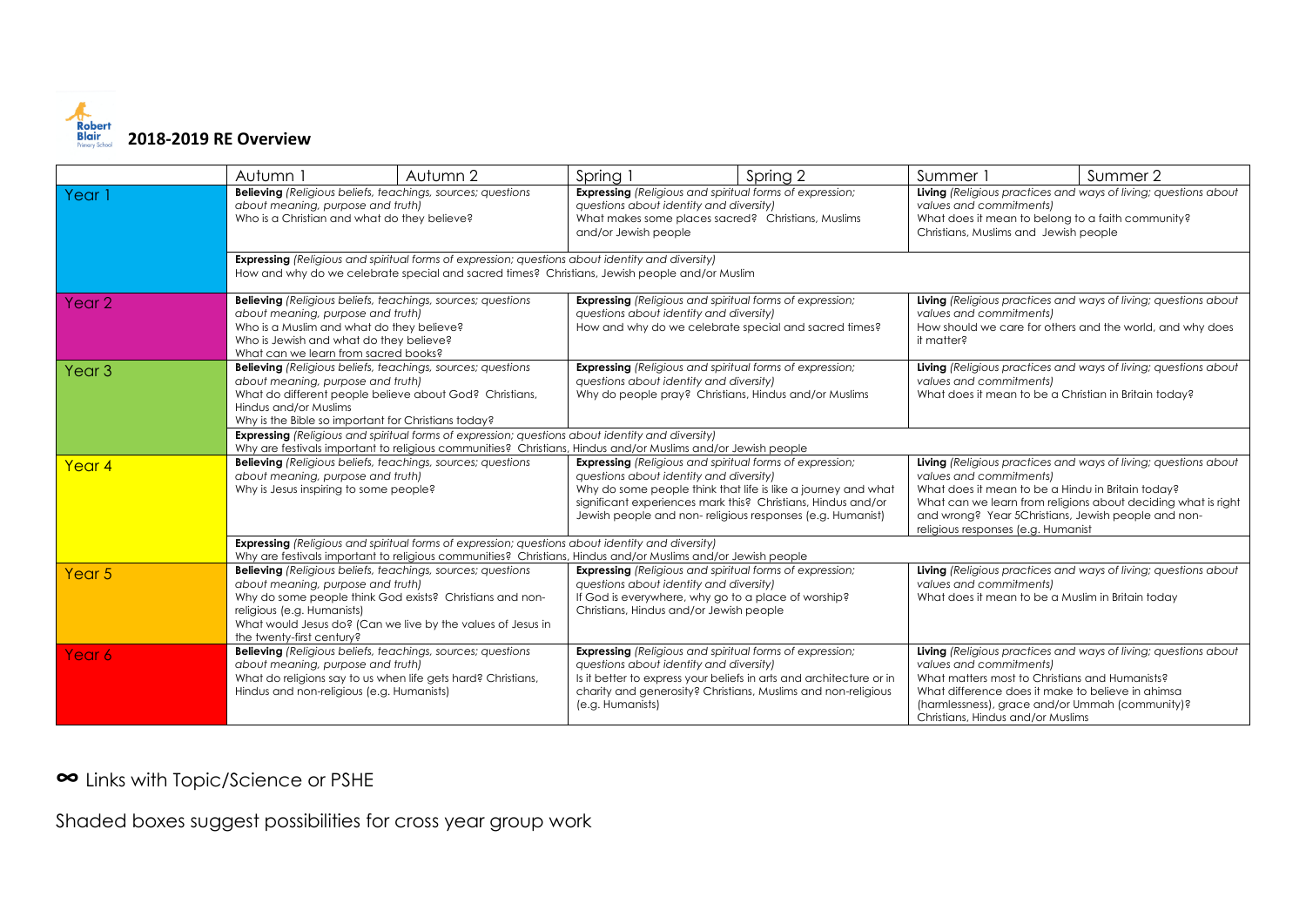## 2018-2019 RE Overview

| | Autumn 1 | Autumn 2 | Spring 1 | Spring 2 | Summer 1 | Summer 2 |
|---|---|---|---|---|---|---|
| Year 1 | **Believing** *(Religious beliefs, teachings, sources; questions about meaning, purpose and truth)* Who is a Christian and what do they believe? | | **Expressing** *(Religious and spiritual forms of expression; questions about identity and diversity)* What makes some places sacred? Christians, Muslims and/or Jewish people | | **Living** *(Religious practices and ways of living; questions about values and commitments)* What does it mean to belong to a faith community? Christians, Muslims and Jewish people | |
| | **Expressing** *(Religious and spiritual forms of expression; questions about identity and diversity)* How and why do we celebrate special and sacred times? Christians, Jewish people and/or Muslim | | | | | |
| Year 2 | **Believing** *(Religious beliefs, teachings, sources; questions about meaning, purpose and truth)* Who is a Muslim and what do they believe? Who is Jewish and what do they believe? What can we learn from sacred books? | | **Expressing** *(Religious and spiritual forms of expression; questions about identity and diversity)* How and why do we celebrate special and sacred times? | | **Living** *(Religious practices and ways of living; questions about values and commitments)* How should we care for others and the world, and why does it matter? | |
| Year 3 | **Believing** *(Religious beliefs, teachings, sources; questions about meaning, purpose and truth)* What do different people believe about God? Christians, Hindus and/or Muslims Why is the Bible so important for Christians today? | | **Expressing** *(Religious and spiritual forms of expression; questions about identity and diversity)* Why do people pray? Christians, Hindus and/or Muslims | | **Living** *(Religious practices and ways of living; questions about values and commitments)* What does it mean to be a Christian in Britain today? | |
| | **Expressing** *(Religious and spiritual forms of expression; questions about identity and diversity)* Why are festivals important to religious communities? Christians, Hindus and/or Muslims and/or Jewish people | | | | | |
| Year 4 | **Believing** *(Religious beliefs, teachings, sources; questions about meaning, purpose and truth)* Why is Jesus inspiring to some people? | | **Expressing** *(Religious and spiritual forms of expression; questions about identity and diversity)* Why do some people think that life is like a journey and what significant experiences mark this? Christians, Hindus and/or Jewish people and non- religious responses (e.g. Humanist) | | **Living** *(Religious practices and ways of living; questions about values and commitments)* What does it mean to be a Hindu in Britain today? What can we learn from religions about deciding what is right and wrong? Year 5Christians, Jewish people and non-religious responses (e.g. Humanist | |
| | **Expressing** *(Religious and spiritual forms of expression; questions about identity and diversity)* Why are festivals important to religious communities? Christians, Hindus and/or Muslims and/or Jewish people | | | | | |
| Year 5 | **Believing** *(Religious beliefs, teachings, sources; questions about meaning, purpose and truth)* Why do some people think God exists? Christians and non-religious (e.g. Humanists) What would Jesus do? (Can we live by the values of Jesus in the twenty-first century? | | **Expressing** *(Religious and spiritual forms of expression; questions about identity and diversity)* If God is everywhere, why go to a place of worship? Christians, Hindus and/or Jewish people | | **Living** *(Religious practices and ways of living; questions about values and commitments)* What does it mean to be a Muslim in Britain today | |
| Year 6 | **Believing** *(Religious beliefs, teachings, sources; questions about meaning, purpose and truth)* What do religions say to us when life gets hard? Christians, Hindus and non-religious (e.g. Humanists) | | **Expressing** *(Religious and spiritual forms of expression; questions about identity and diversity)* Is it better to express your beliefs in arts and architecture or in charity and generosity? Christians, Muslims and non-religious (e.g. Humanists) | | **Living** *(Religious practices and ways of living; questions about values and commitments)* What matters most to Christians and Humanists? What difference does it make to believe in ahimsa (harmlessness), grace and/or Ummah (community)? Christians, Hindus and/or Muslims | |

∞ Links with Topic/Science or PSHE

Shaded boxes suggest possibilities for cross year group work